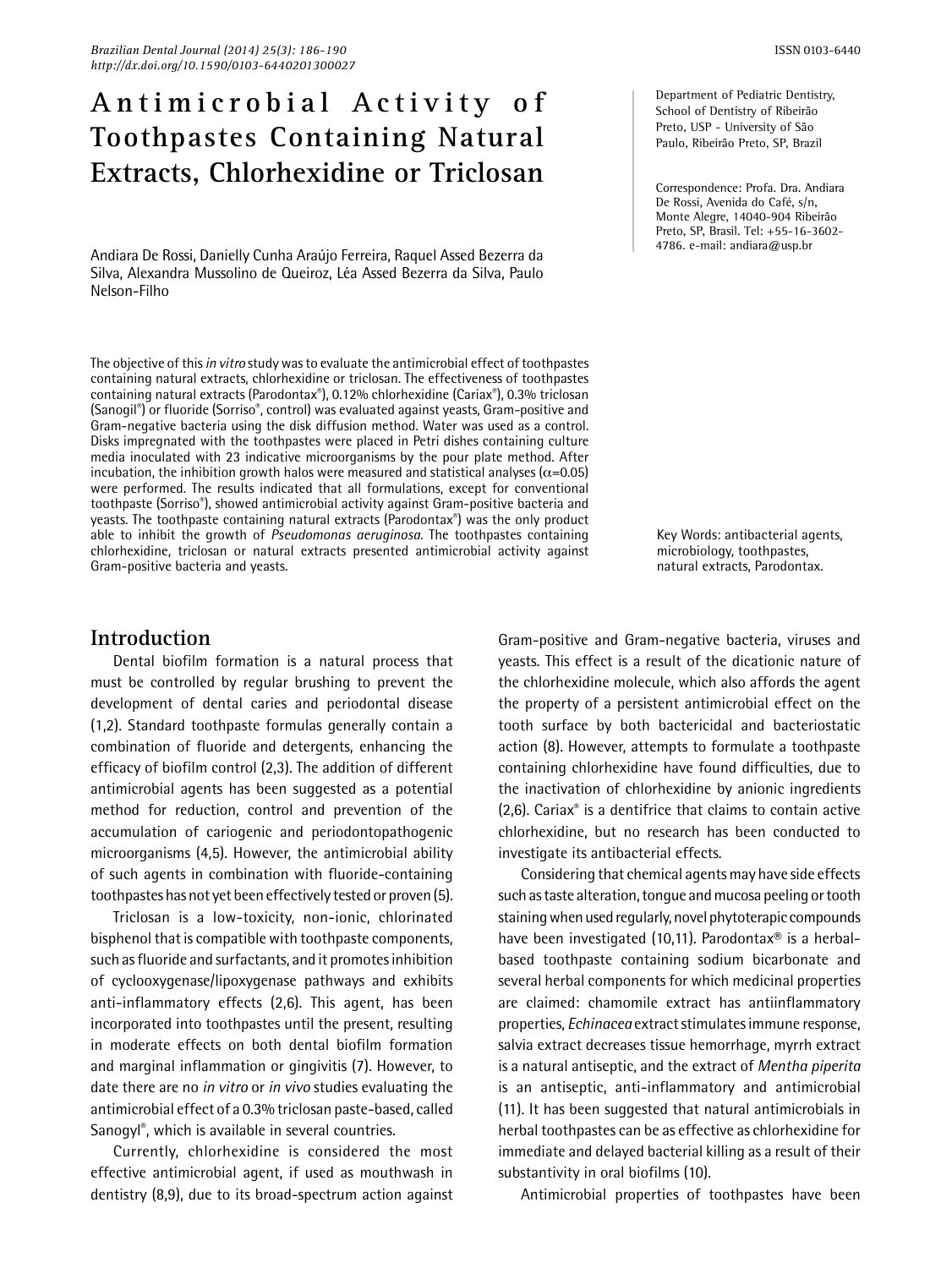# Antimicrobial Activity of Toothpastes Containing Natural Extracts, Chlorhexidine or Triclosan

Andiara De Rossi, Danielly Cunha Araújo Ferreira, Raquel Assed Bezerra da Silva, Alexandra Mussolino de Queiroz, Léa Assed Bezerra da Silva, Paulo Nelson-Filho

Department of Pediatric Dentistry, School of Dentistry of Ribeirão Preto, USP - University of São Paulo, Ribeirão Preto, SP, Brazil

Correspondence: Profa. Dra. Andiara De Rossi, Avenida do Café, s/n, Monte Alegre, 14040-904 Ribeirão Preto, SP, Brasil. Tel: +55-16-3602-4786. e-mail: andiara@usp.br

The objective of this *in vitro* study was to evaluate the antimicrobial effect of toothpastes containing natural extracts, chlorhexidine or triclosan. The effectiveness of toothpastes containing natural extracts (Parodontax®), 0.12% chlorhexidine (Cariax®), 0.3% triclosan (Sanogil®) or fluoride (Sorriso®, control) was evaluated against yeasts, Gram-positive and Gram-negative bacteria using the disk diffusion method. Water was used as a control. Disks impregnated with the toothpastes were placed in Petri dishes containing culture media inoculated with 23 indicative microorganisms by the pour plate method. After incubation, the inhibition growth halos were measured and statistical analyses ($\alpha$=0.05) were performed. The results indicated that all formulations, except for conventional toothpaste (Sorriso®), showed antimicrobial activity against Gram-positive bacteria and yeasts. The toothpaste containing natural extracts (Parodontax®) was the only product able to inhibit the growth of *Pseudomonas aeruginosa*. The toothpastes containing chlorhexidine, triclosan or natural extracts presented antimicrobial activity against Gram-positive bacteria and yeasts.

Key Words: antibacterial agents, microbiology, toothpastes, natural extracts, Parodontax.

## Introduction

Dental biofilm formation is a natural process that must be controlled by regular brushing to prevent the development of dental caries and periodontal disease (1,2). Standard toothpaste formulas generally contain a combination of fluoride and detergents, enhancing the efficacy of biofilm control (2,3). The addition of different antimicrobial agents has been suggested as a potential method for reduction, control and prevention of the accumulation of cariogenic and periodontopathogenic microorganisms (4,5). However, the antimicrobial ability of such agents in combination with fluoride-containing toothpastes has not yet been effectively tested or proven (5).

Triclosan is a low-toxicity, non-ionic, chlorinated bisphenol that is compatible with toothpaste components, such as fluoride and surfactants, and it promotes inhibition of cyclooxygenase/lipoxygenase pathways and exhibits anti-inflammatory effects (2,6). This agent, has been incorporated into toothpastes until the present, resulting in moderate effects on both dental biofilm formation and marginal inflammation or gingivitis (7). However, to date there are no *in vitro* or *in vivo* studies evaluating the antimicrobial effect of a 0.3% triclosan paste-based, called Sanogyl®, which is available in several countries.

Currently, chlorhexidine is considered the most effective antimicrobial agent, if used as mouthwash in dentistry (8,9), due to its broad-spectrum action against Gram-positive and Gram-negative bacteria, viruses and yeasts. This effect is a result of the dicationic nature of the chlorhexidine molecule, which also affords the agent the property of a persistent antimicrobial effect on the tooth surface by both bactericidal and bacteriostatic action (8). However, attempts to formulate a toothpaste containing chlorhexidine have found difficulties, due to the inactivation of chlorhexidine by anionic ingredients (2,6). Cariax® is a dentifrice that claims to contain active chlorhexidine, but no research has been conducted to investigate its antibacterial effects.

Considering that chemical agents may have side effects such as taste alteration, tongue and mucosa peeling or tooth staining when used regularly, novel phytoterapic compounds have been investigated (10,11). Parodontax® is a herbal-based toothpaste containing sodium bicarbonate and several herbal components for which medicinal properties are claimed: chamomile extract has antiinflammatory properties, *Echinacea* extract stimulates immune response, salvia extract decreases tissue hemorrhage, myrrh extract is a natural antiseptic, and the extract of *Mentha piperita* is an antiseptic, anti-inflammatory and antimicrobial (11). It has been suggested that natural antimicrobials in herbal toothpastes can be as effective as chlorhexidine for immediate and delayed bacterial killing as a result of their substantivity in oral biofilms (10).

Antimicrobial properties of toothpastes have been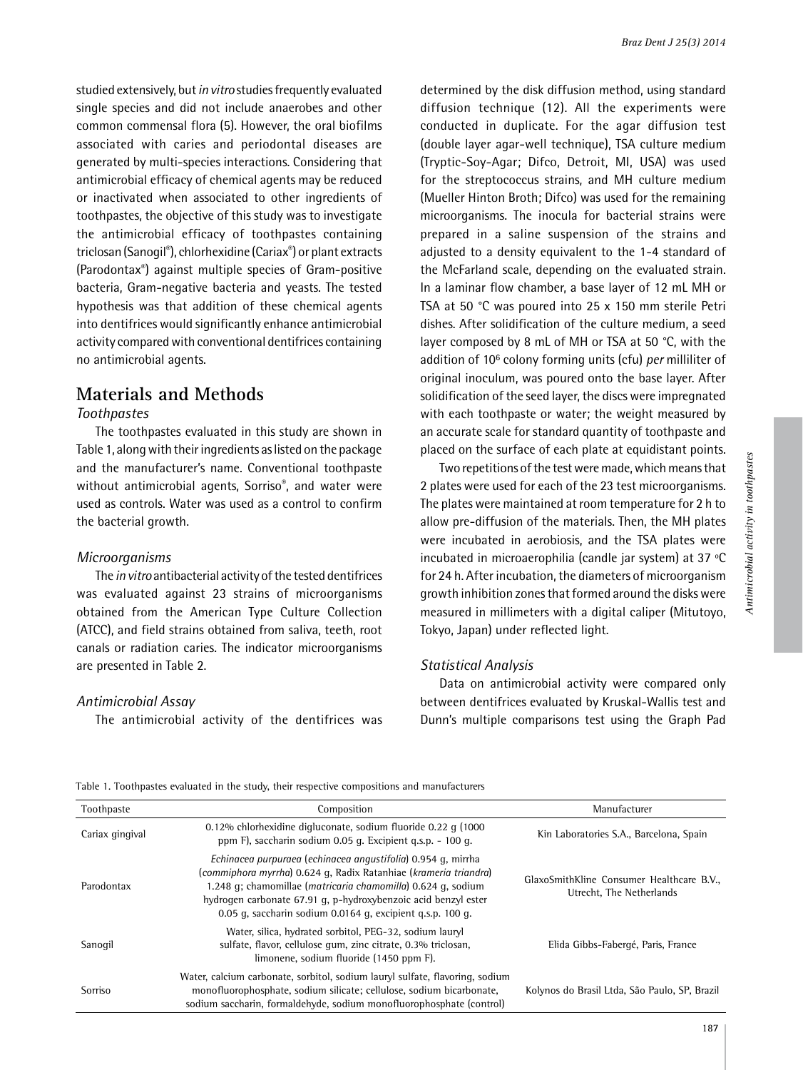studied extensively, but *in vitro* studies frequently evaluated single species and did not include anaerobes and other common commensal flora (5). However, the oral biofilms associated with caries and periodontal diseases are generated by multi-species interactions. Considering that antimicrobial efficacy of chemical agents may be reduced or inactivated when associated to other ingredients of toothpastes, the objective of this study was to investigate the antimicrobial efficacy of toothpastes containing triclosan (Sanogil®), chlorhexidine (Cariax®) or plant extracts (Parodontax®) against multiple species of Gram-positive bacteria, Gram-negative bacteria and yeasts. The tested hypothesis was that addition of these chemical agents into dentifrices would significantly enhance antimicrobial activity compared with conventional dentifrices containing no antimicrobial agents.

## Materials and Methods

### Toothpastes

The toothpastes evaluated in this study are shown in Table 1, along with their ingredients as listed on the package and the manufacturer's name. Conventional toothpaste without antimicrobial agents, Sorriso®, and water were used as controls. Water was used as a control to confirm the bacterial growth.

### Microorganisms

The *in vitro* antibacterial activity of the tested dentifrices was evaluated against 23 strains of microorganisms obtained from the American Type Culture Collection (ATCC), and field strains obtained from saliva, teeth, root canals or radiation caries. The indicator microorganisms are presented in Table 2.

### Antimicrobial Assay

The antimicrobial activity of the dentifrices was determined by the disk diffusion method, using standard diffusion technique (12). All the experiments were conducted in duplicate. For the agar diffusion test (double layer agar-well technique), TSA culture medium (Tryptic-Soy-Agar; Difco, Detroit, MI, USA) was used for the streptococcus strains, and MH culture medium (Mueller Hinton Broth; Difco) was used for the remaining microorganisms. The inocula for bacterial strains were prepared in a saline suspension of the strains and adjusted to a density equivalent to the 1-4 standard of the McFarland scale, depending on the evaluated strain. In a laminar flow chamber, a base layer of 12 mL MH or TSA at 50 °C was poured into 25 x 150 mm sterile Petri dishes. After solidification of the culture medium, a seed layer composed by 8 mL of MH or TSA at 50 °C, with the addition of $10^6$ colony forming units (cfu) *per* milliliter of original inoculum, was poured onto the base layer. After solidification of the seed layer, the discs were impregnated with each toothpaste or water; the weight measured by an accurate scale for standard quantity of toothpaste and placed on the surface of each plate at equidistant points.

Two repetitions of the test were made, which means that 2 plates were used for each of the 23 test microorganisms. The plates were maintained at room temperature for 2 h to allow pre-diffusion of the materials. Then, the MH plates were incubated in aerobiosis, and the TSA plates were incubated in microaerophilia (candle jar system) at 37 °C for 24 h. After incubation, the diameters of microorganism growth inhibition zones that formed around the disks were measured in millimeters with a digital caliper (Mitutoyo, Tokyo, Japan) under reflected light.

### Statistical Analysis

Data on antimicrobial activity were compared only between dentifrices evaluated by Kruskal-Wallis test and Dunn's multiple comparisons test using the Graph Pad

Table 1. Toothpastes evaluated in the study, their respective compositions and manufacturers

| Toothpaste | Composition | Manufacturer |
|---|---|---|
| Cariax gingival | 0.12% chlorhexidine digluconate, sodium fluoride 0.22 g (1000 ppm F), saccharin sodium 0.05 g. Excipient q.s.p. - 100 g. | Kin Laboratories S.A., Barcelona, Spain |
| Parodontax | *Echinacea purpuraea* (*echinacea angustifolia*) 0.954 g, mirrha (*commiphora myrrha*) 0.624 g, Radix Ratanhiae (*krameria triandra*) 1.248 g; chamomillae (*matricaria chamomilla*) 0.624 g, sodium hydrogen carbonate 67.91 g, p-hydroxybenzoic acid benzyl ester 0.05 g, saccharin sodium 0.0164 g, excipient q.s.p. 100 g. | GlaxoSmithKline Consumer Healthcare B.V., Utrecht, The Netherlands |
| Sanogil | Water, silica, hydrated sorbitol, PEG-32, sodium lauryl sulfate, flavor, cellulose gum, zinc citrate, 0.3% triclosan, limonene, sodium fluoride (1450 ppm F). | Elida Gibbs-Fabergé, Paris, France |
| Sorriso | Water, calcium carbonate, sorbitol, sodium lauryl sulfate, flavoring, sodium monofluorophosphate, sodium silicate; cellulose, sodium bicarbonate, sodium saccharin, formaldehyde, sodium monofluorophosphate (control) | Kolynos do Brasil Ltda, São Paulo, SP, Brazil |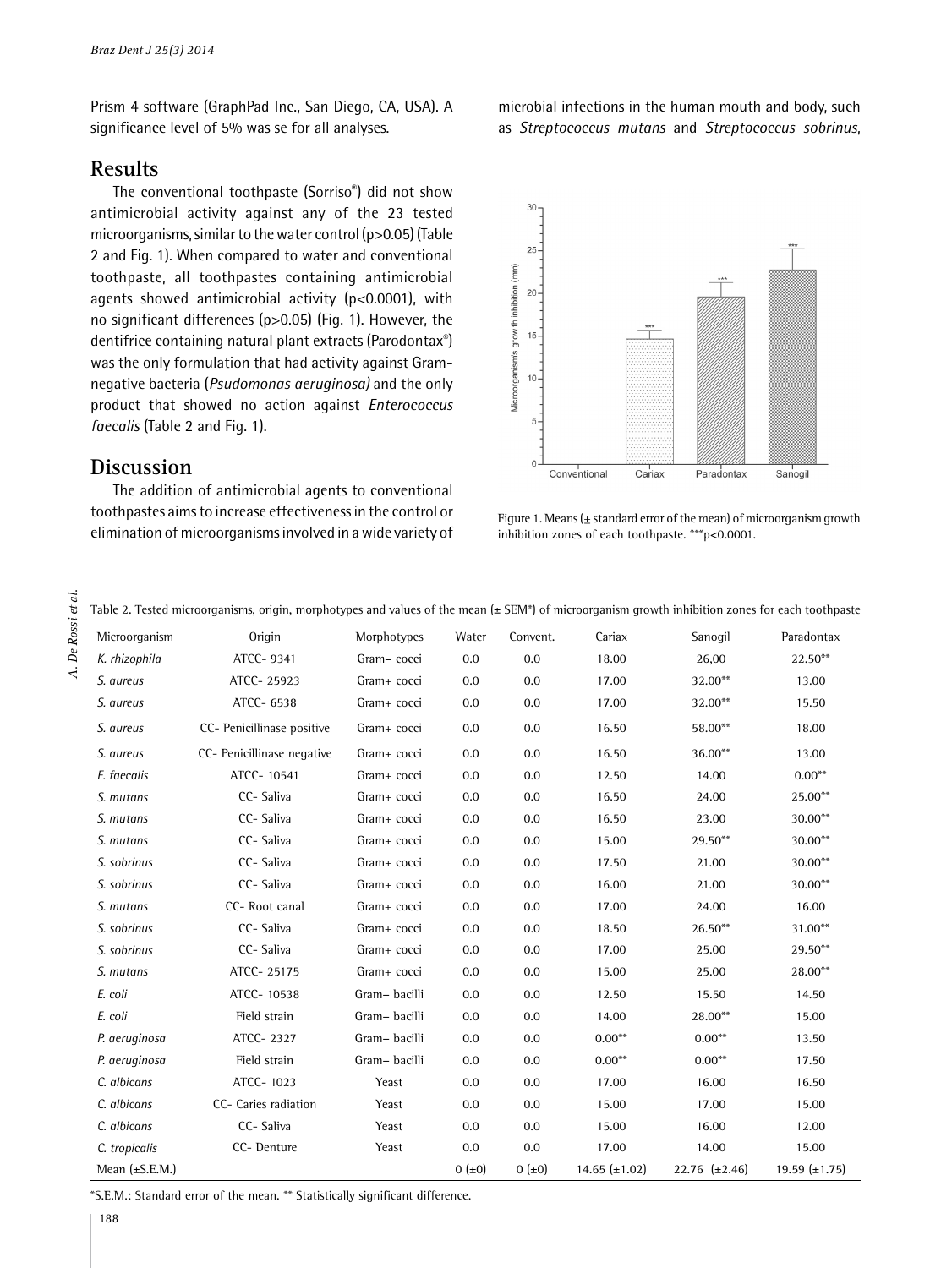Prism 4 software (GraphPad Inc., San Diego, CA, USA). A significance level of 5% was se for all analyses.

## Results

The conventional toothpaste (Sorriso®) did not show antimicrobial activity against any of the 23 tested microorganisms, similar to the water control ($p>0.05$) (Table 2 and Fig. 1). When compared to water and conventional toothpaste, all toothpastes containing antimicrobial agents showed antimicrobial activity ($p<0.0001$), with no significant differences ($p>0.05$) (Fig. 1). However, the dentifrice containing natural plant extracts (Parodontax®) was the only formulation that had activity against Gram-negative bacteria (*Psudomonas aeruginosa)* and the only product that showed no action against *Enterococcus faecalis* (Table 2 and Fig. 1).

## Discussion

The addition of antimicrobial agents to conventional toothpastes aims to increase effectiveness in the control or elimination of microorganisms involved in a wide variety of microbial infections in the human mouth and body, such as *Streptococcus mutans* and *Streptococcus sobrinus*,

Figure 1. Means (± standard error of the mean) of microorganism growth inhibition zones of each toothpaste. ***$p<0.0001$.

Table 2. Tested microorganisms, origin, morphotypes and values of the mean (± SEM*) of microorganism growth inhibition zones for each toothpaste

| Microorganism | Origin | Morphotypes | Water | Convent. | Cariax | Sanogil | Paradontax |
|---|---|---|---|---|---|---|---|
| *K. rhizophila* | ATCC- 9341 | Gram– cocci | 0.0 | 0.0 | 18.00 | 26,00 | 22.50** |
| *S. aureus* | ATCC- 25923 | Gram+ cocci | 0.0 | 0.0 | 17.00 | 32.00** | 13.00 |
| *S. aureus* | ATCC- 6538 | Gram+ cocci | 0.0 | 0.0 | 17.00 | 32.00** | 15.50 |
| *S. aureus* | CC- Penicillinase positive | Gram+ cocci | 0.0 | 0.0 | 16.50 | 58.00** | 18.00 |
| *S. aureus* | CC- Penicillinase negative | Gram+ cocci | 0.0 | 0.0 | 16.50 | 36.00** | 13.00 |
| *E. faecalis* | ATCC- 10541 | Gram+ cocci | 0.0 | 0.0 | 12.50 | 14.00 | 0.00** |
| *S. mutans* | CC- Saliva | Gram+ cocci | 0.0 | 0.0 | 16.50 | 24.00 | 25.00** |
| *S. mutans* | CC- Saliva | Gram+ cocci | 0.0 | 0.0 | 16.50 | 23.00 | 30.00** |
| *S. mutans* | CC- Saliva | Gram+ cocci | 0.0 | 0.0 | 15.00 | 29.50** | 30.00** |
| *S. sobrinus* | CC- Saliva | Gram+ cocci | 0.0 | 0.0 | 17.50 | 21.00 | 30.00** |
| *S. sobrinus* | CC- Saliva | Gram+ cocci | 0.0 | 0.0 | 16.00 | 21.00 | 30.00** |
| *S. mutans* | CC- Root canal | Gram+ cocci | 0.0 | 0.0 | 17.00 | 24.00 | 16.00 |
| *S. sobrinus* | CC- Saliva | Gram+ cocci | 0.0 | 0.0 | 18.50 | 26.50** | 31.00** |
| *S. sobrinus* | CC- Saliva | Gram+ cocci | 0.0 | 0.0 | 17.00 | 25.00 | 29.50** |
| *S. mutans* | ATCC- 25175 | Gram+ cocci | 0.0 | 0.0 | 15.00 | 25.00 | 28.00** |
| *E. coli* | ATCC- 10538 | Gram– bacilli | 0.0 | 0.0 | 12.50 | 15.50 | 14.50 |
| *E. coli* | Field strain | Gram– bacilli | 0.0 | 0.0 | 14.00 | 28.00** | 15.00 |
| *P. aeruginosa* | ATCC- 2327 | Gram– bacilli | 0.0 | 0.0 | 0.00** | 0.00** | 13.50 |
| *P. aeruginosa* | Field strain | Gram– bacilli | 0.0 | 0.0 | 0.00** | 0.00** | 17.50 |
| *C. albicans* | ATCC- 1023 | Yeast | 0.0 | 0.0 | 17.00 | 16.00 | 16.50 |
| *C. albicans* | CC- Caries radiation | Yeast | 0.0 | 0.0 | 15.00 | 17.00 | 15.00 |
| *C. albicans* | CC- Saliva | Yeast | 0.0 | 0.0 | 15.00 | 16.00 | 12.00 |
| *C. tropicalis* | CC- Denture | Yeast | 0.0 | 0.0 | 17.00 | 14.00 | 15.00 |
| Mean (±S.E.M.) | | | 0 (±0) | 0 (±0) | 14.65 (±1.02) | 22.76 (±2.46) | 19.59 (±1.75) |

*S.E.M.: Standard error of the mean. ** Statistically significant difference.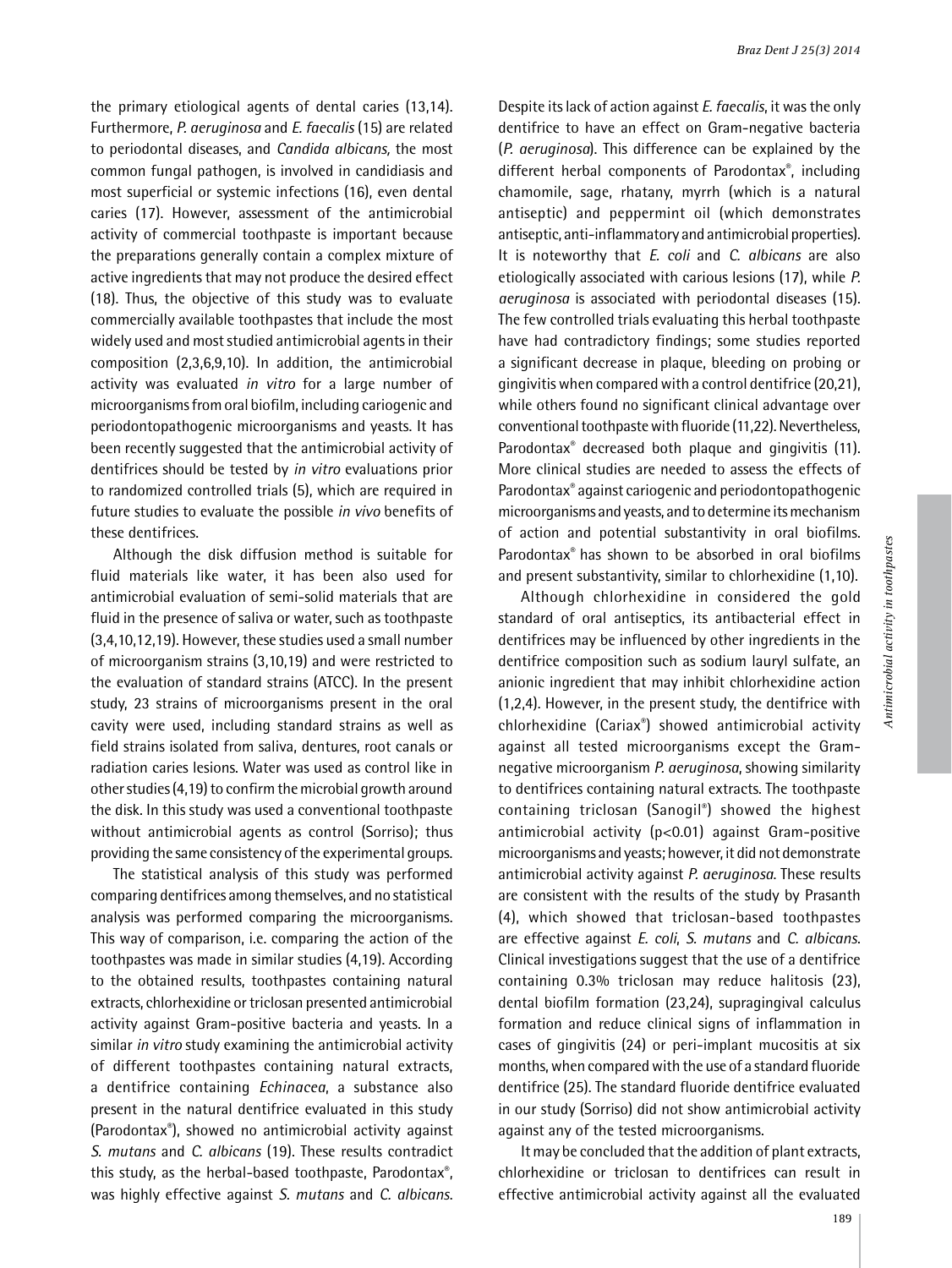the primary etiological agents of dental caries (13,14). Furthermore, *P. aeruginosa* and *E. faecalis* (15) are related to periodontal diseases, and *Candida albicans,* the most common fungal pathogen, is involved in candidiasis and most superficial or systemic infections (16), even dental caries (17). However, assessment of the antimicrobial activity of commercial toothpaste is important because the preparations generally contain a complex mixture of active ingredients that may not produce the desired effect (18). Thus, the objective of this study was to evaluate commercially available toothpastes that include the most widely used and most studied antimicrobial agents in their composition (2,3,6,9,10). In addition, the antimicrobial activity was evaluated *in vitro* for a large number of microorganisms from oral biofilm, including cariogenic and periodontopathogenic microorganisms and yeasts. It has been recently suggested that the antimicrobial activity of dentifrices should be tested by *in vitro* evaluations prior to randomized controlled trials (5), which are required in future studies to evaluate the possible *in vivo* benefits of these dentifrices.

Although the disk diffusion method is suitable for fluid materials like water, it has been also used for antimicrobial evaluation of semi-solid materials that are fluid in the presence of saliva or water, such as toothpaste (3,4,10,12,19). However, these studies used a small number of microorganism strains (3,10,19) and were restricted to the evaluation of standard strains (ATCC). In the present study, 23 strains of microorganisms present in the oral cavity were used, including standard strains as well as field strains isolated from saliva, dentures, root canals or radiation caries lesions. Water was used as control like in other studies (4,19) to confirm the microbial growth around the disk. In this study was used a conventional toothpaste without antimicrobial agents as control (Sorriso); thus providing the same consistency of the experimental groups.

The statistical analysis of this study was performed comparing dentifrices among themselves, and no statistical analysis was performed comparing the microorganisms. This way of comparison, i.e. comparing the action of the toothpastes was made in similar studies (4,19). According to the obtained results, toothpastes containing natural extracts, chlorhexidine or triclosan presented antimicrobial activity against Gram-positive bacteria and yeasts. In a similar *in vitro* study examining the antimicrobial activity of different toothpastes containing natural extracts, a dentifrice containing *Echinacea*, a substance also present in the natural dentifrice evaluated in this study (Parodontax®), showed no antimicrobial activity against *S. mutans* and *C. albicans* (19). These results contradict this study, as the herbal-based toothpaste, Parodontax®, was highly effective against *S. mutans* and *C. albicans*. Despite its lack of action against *E. faecalis*, it was the only dentifrice to have an effect on Gram-negative bacteria (*P. aeruginosa*). This difference can be explained by the different herbal components of Parodontax®, including chamomile, sage, rhatany, myrrh (which is a natural antiseptic) and peppermint oil (which demonstrates antiseptic, anti-inflammatory and antimicrobial properties). It is noteworthy that *E. coli* and *C. albicans* are also etiologically associated with carious lesions (17), while *P. aeruginosa* is associated with periodontal diseases (15). The few controlled trials evaluating this herbal toothpaste have had contradictory findings; some studies reported a significant decrease in plaque, bleeding on probing or gingivitis when compared with a control dentifrice (20,21), while others found no significant clinical advantage over conventional toothpaste with fluoride (11,22). Nevertheless, Parodontax® decreased both plaque and gingivitis (11). More clinical studies are needed to assess the effects of Parodontax® against cariogenic and periodontopathogenic microorganisms and yeasts, and to determine its mechanism of action and potential substantivity in oral biofilms. Parodontax® has shown to be absorbed in oral biofilms and present substantivity, similar to chlorhexidine (1,10).

Although chlorhexidine in considered the gold standard of oral antiseptics, its antibacterial effect in dentifrices may be influenced by other ingredients in the dentifrice composition such as sodium lauryl sulfate, an anionic ingredient that may inhibit chlorhexidine action (1,2,4). However, in the present study, the dentifrice with chlorhexidine (Cariax®) showed antimicrobial activity against all tested microorganisms except the Gram-negative microorganism *P. aeruginosa*, showing similarity to dentifrices containing natural extracts. The toothpaste containing triclosan (Sanogil®) showed the highest antimicrobial activity ($p<0.01$) against Gram-positive microorganisms and yeasts; however, it did not demonstrate antimicrobial activity against *P. aeruginosa*. These results are consistent with the results of the study by Prasanth (4), which showed that triclosan-based toothpastes are effective against *E. coli*, *S. mutans* and *C. albicans*. Clinical investigations suggest that the use of a dentifrice containing 0.3% triclosan may reduce halitosis (23), dental biofilm formation (23,24), supragingival calculus formation and reduce clinical signs of inflammation in cases of gingivitis (24) or peri-implant mucositis at six months, when compared with the use of a standard fluoride dentifrice (25). The standard fluoride dentifrice evaluated in our study (Sorriso) did not show antimicrobial activity against any of the tested microorganisms.

It may be concluded that the addition of plant extracts, chlorhexidine or triclosan to dentifrices can result in effective antimicrobial activity against all the evaluated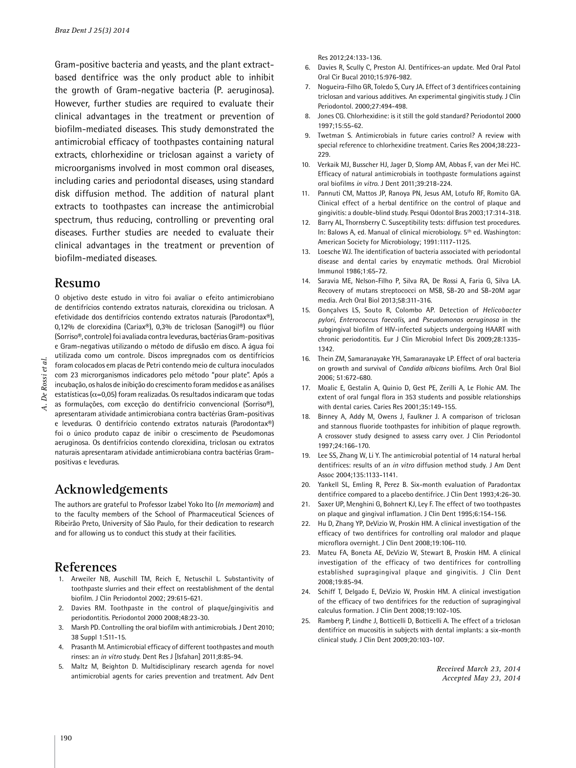Gram-positive bacteria and yeasts, and the plant extract-based dentifrice was the only product able to inhibit the growth of Gram-negative bacteria (P. aeruginosa). However, further studies are required to evaluate their clinical advantages in the treatment or prevention of biofilm-mediated diseases. This study demonstrated the antimicrobial efficacy of toothpastes containing natural extracts, chlorhexidine or triclosan against a variety of microorganisms involved in most common oral diseases, including caries and periodontal diseases, using standard disk diffusion method. The addition of natural plant extracts to toothpastes can increase the antimicrobial spectrum, thus reducing, controlling or preventing oral diseases. Further studies are needed to evaluate their clinical advantages in the treatment or prevention of biofilm-mediated diseases.

## Resumo

O objetivo deste estudo in vitro foi avaliar o efeito antimicrobiano de dentifrícios contendo extratos naturais, clorexidina ou triclosan. A efetividade dos dentifrícios contendo extratos naturais (Parodontax®), 0,12% de clorexidina (Cariax®), 0,3% de triclosan (Sanogil®) ou flúor (Sorriso®, controle) foi avaliada contra leveduras, bactérias Gram-positivas e Gram-negativas utilizando o método de difusão em disco. A água foi utilizada como um controle. Discos impregnados com os dentifrícios foram colocados em placas de Petri contendo meio de cultura inoculados com 23 microrganismos indicadores pelo método "pour plate". Após a incubação, os halos de inibição do crescimento foram medidos e as análises estatísticas ($\alpha$=0,05) foram realizadas. Os resultados indicaram que todas as formulações, com exceção do dentifrício convencional (Sorriso®), apresentaram atividade antimicrobiana contra bactérias Gram-positivas e leveduras. O dentifrício contendo extratos naturais (Parodontax®) foi o único produto capaz de inibir o crescimento de Pseudomonas aeruginosa. Os dentifrícios contendo clorexidina, triclosan ou extratos naturais apresentaram atividade antimicrobiana contra bactérias Gram-positivas e leveduras.

## Acknowledgements

The authors are grateful to Professor Izabel Yoko Ito (*In memoriam*) and to the faculty members of the School of Pharmaceutical Sciences of Ribeirão Preto, University of São Paulo, for their dedication to research and for allowing us to conduct this study at their facilities.

## References

1. Arweiler NB, Auschill TM, Reich E, Netuschil L. Substantivity of toothpaste slurries and their effect on reestablishment of the dental biofilm. J Clin Periodontol 2002; 29:615-621.
2. Davies RM. Toothpaste in the control of plaque/gingivitis and periodontitis. Periodontol 2000 2008;48:23-30.
3. Marsh PD. Controlling the oral biofilm with antimicrobials. J Dent 2010; 38 Suppl 1:S11-15.
4. Prasanth M. Antimicrobial efficacy of different toothpastes and mouth rinses: an *in vitro* study. Dent Res J [Isfahan] 2011;8:85-94.
5. Maltz M, Beighton D. Multidisciplinary research agenda for novel antimicrobial agents for caries prevention and treatment. Adv Dent Res 2012;24:133-136.
6. Davies R, Scully C, Preston AJ. Dentifrices-an update. Med Oral Patol Oral Cir Bucal 2010;15:976-982.
7. Nogueira-Filho GR, Toledo S, Cury JA. Effect of 3 dentifrices containing triclosan and various additives. An experimental gingivitis study. J Clin Periodontol. 2000;27:494-498.
8. Jones CG. Chlorhexidine: is it still the gold standard? Periodontol 2000 1997;15:55-62.
9. Twetman S. Antimicrobials in future caries control? A review with special reference to chlorhexidine treatment. Caries Res 2004;38:223-229.
10. Verkaik MJ, Busscher HJ, Jager D, Slomp AM, Abbas F, van der Mei HC. Efficacy of natural antimicrobials in toothpaste formulations against oral biofilms *in vitro*. J Dent 2011;39:218-224.
11. Pannuti CM, Mattos JP, Ranoya PN, Jesus AM, Lotufo RF, Romito GA. Clinical effect of a herbal dentifrice on the control of plaque and gingivitis: a double-blind study. Pesqui Odontol Bras 2003;17:314-318.
12. Barry AL, Thornsberry C. Susceptibility tests: diffusion test procedures. In: Balows A, ed. Manual of clinical microbiology. 5th ed. Washington: American Society for Microbiology; 1991:1117-1125.
13. Loesche WJ. The identification of bacteria associated with periodontal disease and dental caries by enzymatic methods. Oral Microbiol Immunol 1986;1:65-72.
14. Saravia ME, Nelson-Filho P, Silva RA, De Rossi A, Faria G, Silva LA. Recovery of mutans streptococci on MSB, SB-20 and SB-20M agar media. Arch Oral Biol 2013;58:311-316.
15. Gonçalves LS, Souto R, Colombo AP. Detection of *Helicobacter pylori, Enterococcus faecalis*, and *Pseudomonas aeruginosa* in the subgingival biofilm of HIV-infected subjects undergoing HAART with chronic periodontitis. Eur J Clin Microbiol Infect Dis 2009;28:1335-1342.
16. Thein ZM, Samaranayake YH, Samaranayake LP. Effect of oral bacteria on growth and survival of *Candida albicans* biofilms. Arch Oral Biol 2006; 51:672-680.
17. Moalic E, Gestalin A, Quinio D, Gest PE, Zerilli A, Le Flohic AM. The extent of oral fungal flora in 353 students and possible relationships with dental caries. Caries Res 2001;35:149-155.
18. Binney A, Addy M, Owens J, Faulkner J. A comparison of triclosan and stannous fluoride toothpastes for inhibition of plaque regrowth. A crossover study designed to assess carry over. J Clin Periodontol 1997;24:166-170.
19. Lee SS, Zhang W, Li Y. The antimicrobial potential of 14 natural herbal dentifrices: results of an *in vitro* diffusion method study. J Am Dent Assoc 2004;135:1133-1141.
20. Yankell SL, Emling R, Perez B. Six-month evaluation of Paradontax dentifrice compared to a placebo dentifrice. J Clin Dent 1993;4:26-30.
21. Saxer UP, Menghini G, Bohnert KJ, Ley F. The effect of two toothpastes on plaque and gingival inflamation. J Clin Dent 1995;6:154-156.
22. Hu D, Zhang YP, DeVizio W, Proskin HM. A clinical investigation of the efficacy of two dentifrices for controlling oral malodor and plaque microflora overnight. J Clin Dent 2008;19:106-110.
23. Mateu FA, Boneta AE, DeVizio W, Stewart B, Proskin HM. A clinical investigation of the efficacy of two dentifrices for controlling established supragingival plaque and gingivitis. J Clin Dent 2008;19:85-94.
24. Schiff T, Delgado E, DeVizio W, Proskin HM. A clinical investigation of the efficacy of two dentifrices for the reduction of supragingival calculus formation. J Clin Dent 2008;19:102-105.
25. Ramberg P, Lindhe J, Botticelli D, Botticelli A. The effect of a triclosan dentifrice on mucositis in subjects with dental implants: a six-month clinical study. J Clin Dent 2009;20:103-107.

*Received March 23, 2014*
*Accepted May 23, 2014*